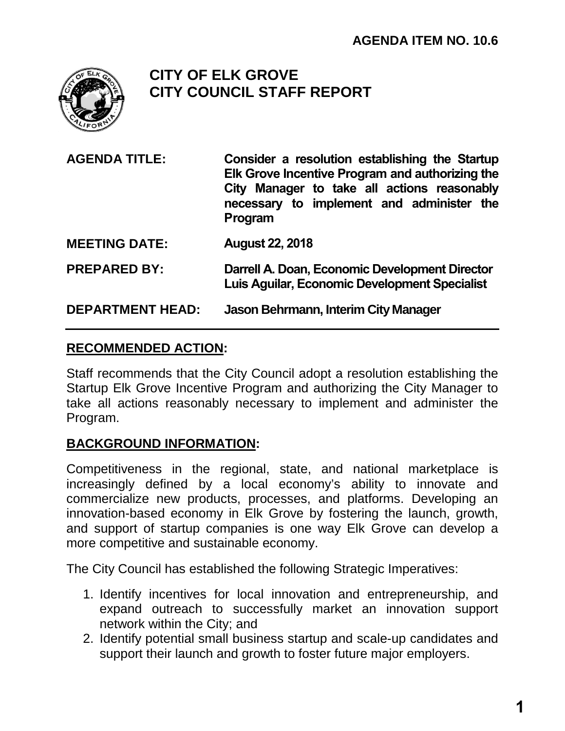**AGENDA ITEM NO. 10.6**

# CITY OF ELK GROVE
# CITY COUNCIL STAFF REPORT

| | |
|---|---|
| **AGENDA TITLE:** | **Consider a resolution establishing the Startup Elk Grove Incentive Program and authorizing the City Manager to take all actions reasonably necessary to implement and administer the Program** |
| **MEETING DATE:** | **August 22, 2018** |
| **PREPARED BY:** | **Darrell A. Doan, Economic Development Director**<br>**Luis Aguilar, Economic Development Specialist** |
| **DEPARTMENT HEAD:** | **Jason Behrmann, Interim City Manager** |

## RECOMMENDED ACTION:

Staff recommends that the City Council adopt a resolution establishing the Startup Elk Grove Incentive Program and authorizing the City Manager to take all actions reasonably necessary to implement and administer the Program.

## BACKGROUND INFORMATION:

Competitiveness in the regional, state, and national marketplace is increasingly defined by a local economy's ability to innovate and commercialize new products, processes, and platforms. Developing an innovation-based economy in Elk Grove by fostering the launch, growth, and support of startup companies is one way Elk Grove can develop a more competitive and sustainable economy.

The City Council has established the following Strategic Imperatives:

1. Identify incentives for local innovation and entrepreneurship, and expand outreach to successfully market an innovation support network within the City; and
2. Identify potential small business startup and scale-up candidates and support their launch and growth to foster future major employers.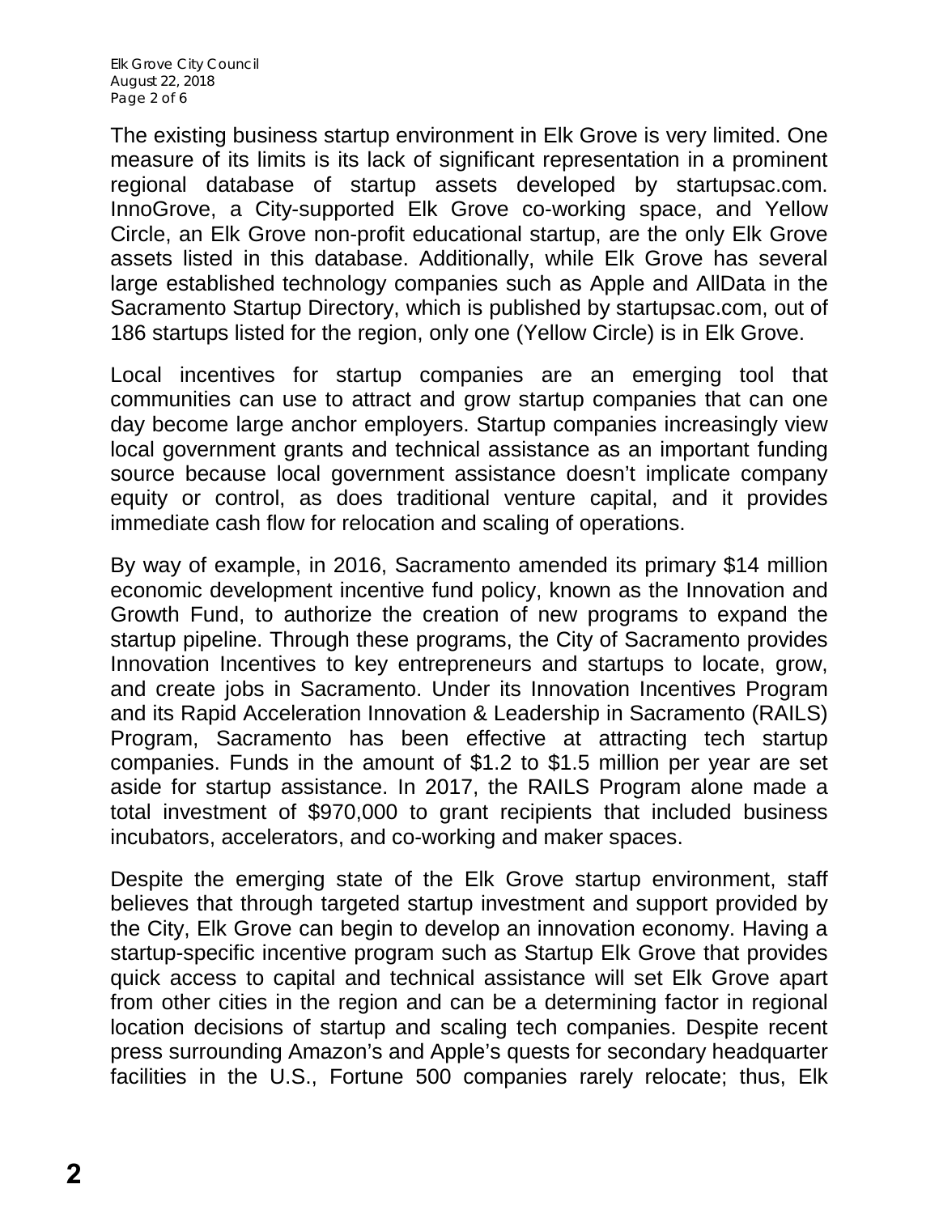The existing business startup environment in Elk Grove is very limited. One measure of its limits is its lack of significant representation in a prominent regional database of startup assets developed by startupsac.com. InnoGrove, a City-supported Elk Grove co-working space, and Yellow Circle, an Elk Grove non-profit educational startup, are the only Elk Grove assets listed in this database. Additionally, while Elk Grove has several large established technology companies such as Apple and AllData in the Sacramento Startup Directory, which is published by startupsac.com, out of 186 startups listed for the region, only one (Yellow Circle) is in Elk Grove.

Local incentives for startup companies are an emerging tool that communities can use to attract and grow startup companies that can one day become large anchor employers. Startup companies increasingly view local government grants and technical assistance as an important funding source because local government assistance doesn't implicate company equity or control, as does traditional venture capital, and it provides immediate cash flow for relocation and scaling of operations.

By way of example, in 2016, Sacramento amended its primary $14 million economic development incentive fund policy, known as the Innovation and Growth Fund, to authorize the creation of new programs to expand the startup pipeline. Through these programs, the City of Sacramento provides Innovation Incentives to key entrepreneurs and startups to locate, grow, and create jobs in Sacramento. Under its Innovation Incentives Program and its Rapid Acceleration Innovation & Leadership in Sacramento (RAILS) Program, Sacramento has been effective at attracting tech startup companies. Funds in the amount of $1.2 to $1.5 million per year are set aside for startup assistance. In 2017, the RAILS Program alone made a total investment of $970,000 to grant recipients that included business incubators, accelerators, and co-working and maker spaces.

Despite the emerging state of the Elk Grove startup environment, staff believes that through targeted startup investment and support provided by the City, Elk Grove can begin to develop an innovation economy. Having a startup-specific incentive program such as Startup Elk Grove that provides quick access to capital and technical assistance will set Elk Grove apart from other cities in the region and can be a determining factor in regional location decisions of startup and scaling tech companies. Despite recent press surrounding Amazon's and Apple's quests for secondary headquarter facilities in the U.S., Fortune 500 companies rarely relocate; thus, Elk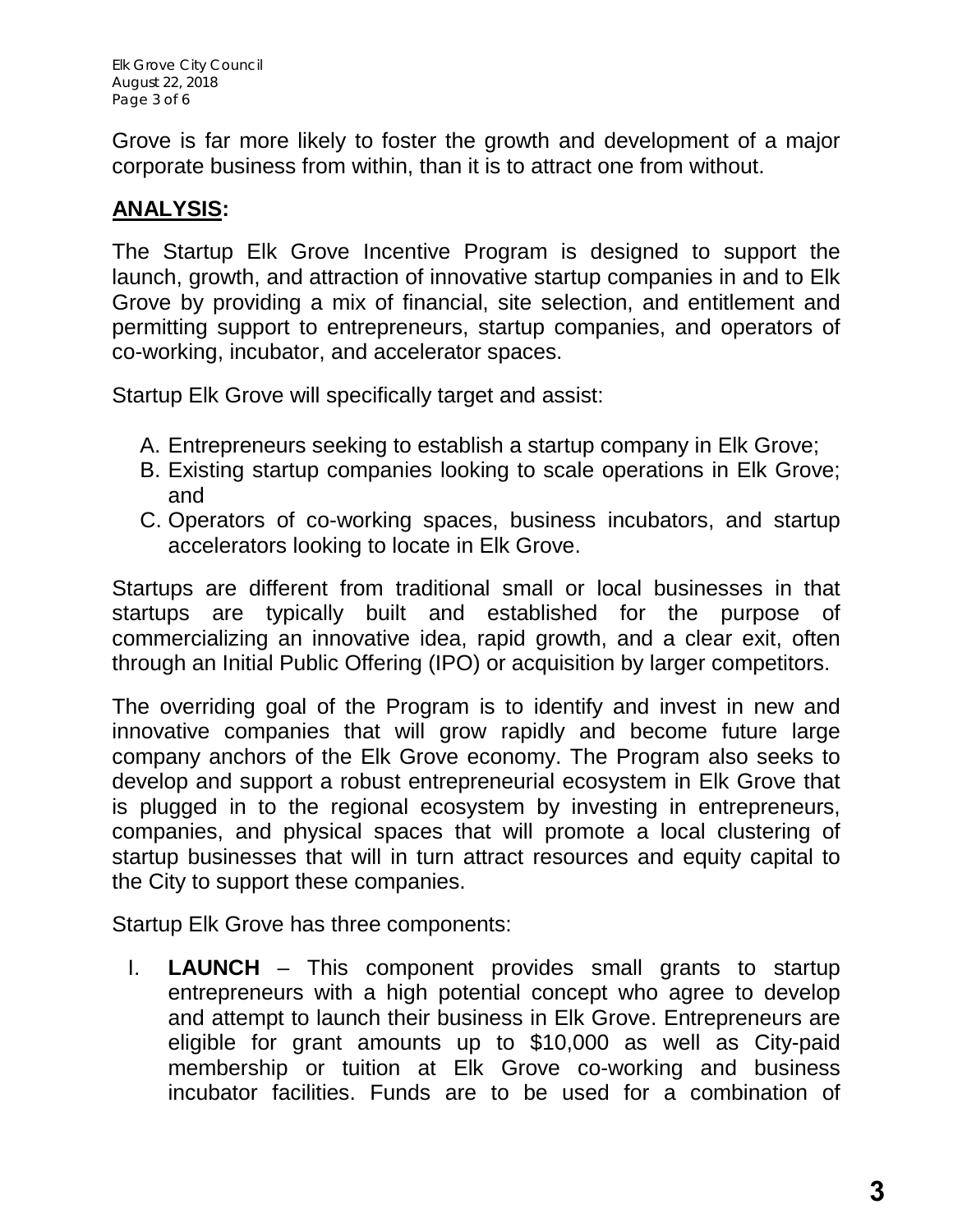Grove is far more likely to foster the growth and development of a major corporate business from within, than it is to attract one from without.

**ANALYSIS:**

The Startup Elk Grove Incentive Program is designed to support the launch, growth, and attraction of innovative startup companies in and to Elk Grove by providing a mix of financial, site selection, and entitlement and permitting support to entrepreneurs, startup companies, and operators of co-working, incubator, and accelerator spaces.

Startup Elk Grove will specifically target and assist:

A. Entrepreneurs seeking to establish a startup company in Elk Grove;
B. Existing startup companies looking to scale operations in Elk Grove; and
C. Operators of co-working spaces, business incubators, and startup accelerators looking to locate in Elk Grove.

Startups are different from traditional small or local businesses in that startups are typically built and established for the purpose of commercializing an innovative idea, rapid growth, and a clear exit, often through an Initial Public Offering (IPO) or acquisition by larger competitors.

The overriding goal of the Program is to identify and invest in new and innovative companies that will grow rapidly and become future large company anchors of the Elk Grove economy. The Program also seeks to develop and support a robust entrepreneurial ecosystem in Elk Grove that is plugged in to the regional ecosystem by investing in entrepreneurs, companies, and physical spaces that will promote a local clustering of startup businesses that will in turn attract resources and equity capital to the City to support these companies.

Startup Elk Grove has three components:

I. **LAUNCH** – This component provides small grants to startup entrepreneurs with a high potential concept who agree to develop and attempt to launch their business in Elk Grove. Entrepreneurs are eligible for grant amounts up to $10,000 as well as City-paid membership or tuition at Elk Grove co-working and business incubator facilities. Funds are to be used for a combination of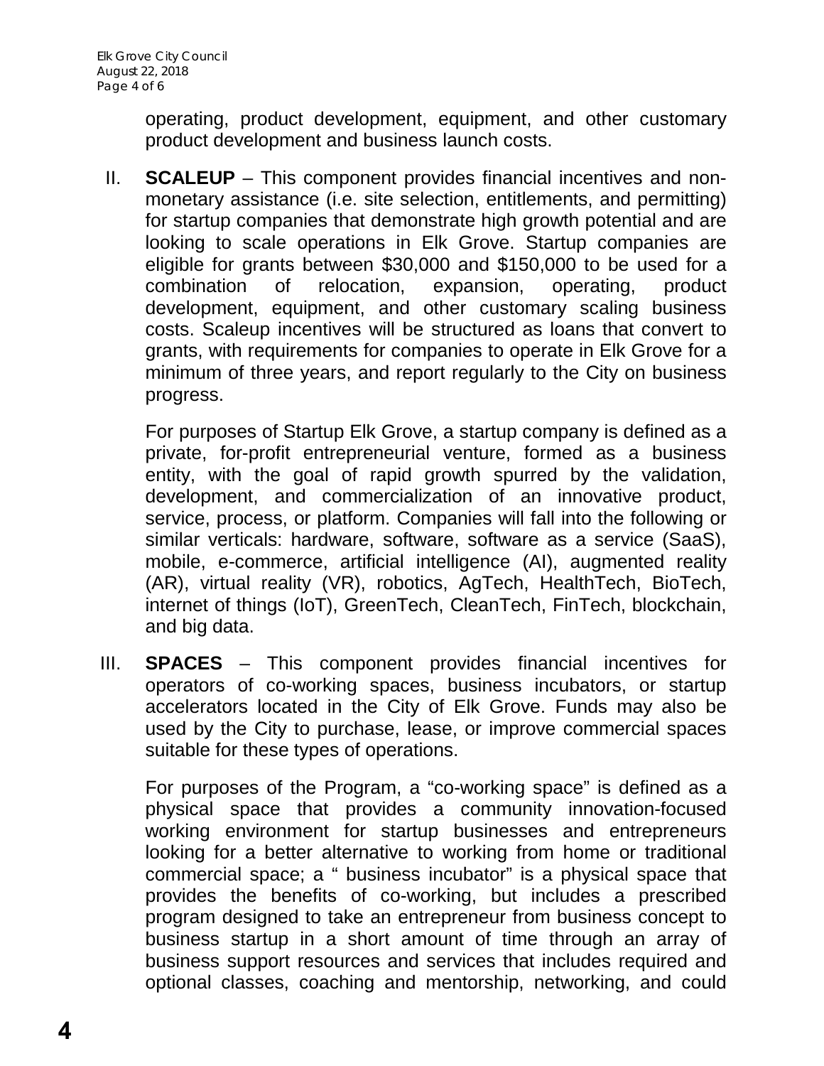operating, product development, equipment, and other customary product development and business launch costs.

II. **SCALEUP** – This component provides financial incentives and non-monetary assistance (i.e. site selection, entitlements, and permitting) for startup companies that demonstrate high growth potential and are looking to scale operations in Elk Grove. Startup companies are eligible for grants between $30,000 and $150,000 to be used for a combination of relocation, expansion, operating, product development, equipment, and other customary scaling business costs. Scaleup incentives will be structured as loans that convert to grants, with requirements for companies to operate in Elk Grove for a minimum of three years, and report regularly to the City on business progress.

   For purposes of Startup Elk Grove, a startup company is defined as a private, for-profit entrepreneurial venture, formed as a business entity, with the goal of rapid growth spurred by the validation, development, and commercialization of an innovative product, service, process, or platform. Companies will fall into the following or similar verticals: hardware, software, software as a service (SaaS), mobile, e-commerce, artificial intelligence (AI), augmented reality (AR), virtual reality (VR), robotics, AgTech, HealthTech, BioTech, internet of things (IoT), GreenTech, CleanTech, FinTech, blockchain, and big data.

III. **SPACES** – This component provides financial incentives for operators of co-working spaces, business incubators, or startup accelerators located in the City of Elk Grove. Funds may also be used by the City to purchase, lease, or improve commercial spaces suitable for these types of operations.

   For purposes of the Program, a "co-working space" is defined as a physical space that provides a community innovation-focused working environment for startup businesses and entrepreneurs looking for a better alternative to working from home or traditional commercial space; a " business incubator" is a physical space that provides the benefits of co-working, but includes a prescribed program designed to take an entrepreneur from business concept to business startup in a short amount of time through an array of business support resources and services that includes required and optional classes, coaching and mentorship, networking, and could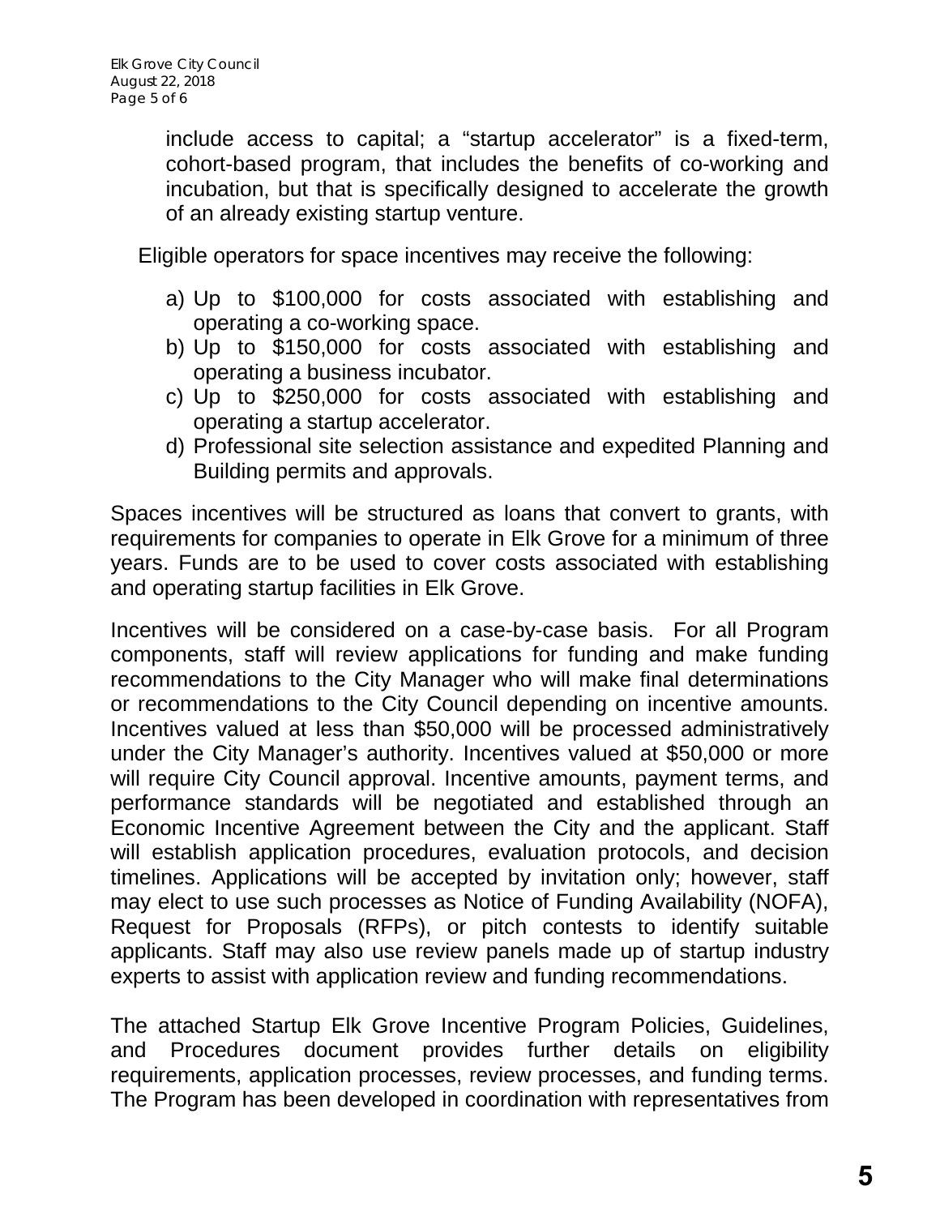include access to capital; a "startup accelerator" is a fixed-term, cohort-based program, that includes the benefits of co-working and incubation, but that is specifically designed to accelerate the growth of an already existing startup venture.

Eligible operators for space incentives may receive the following:

a) Up to $100,000 for costs associated with establishing and operating a co-working space.
b) Up to $150,000 for costs associated with establishing and operating a business incubator.
c) Up to $250,000 for costs associated with establishing and operating a startup accelerator.
d) Professional site selection assistance and expedited Planning and Building permits and approvals.

Spaces incentives will be structured as loans that convert to grants, with requirements for companies to operate in Elk Grove for a minimum of three years. Funds are to be used to cover costs associated with establishing and operating startup facilities in Elk Grove.

Incentives will be considered on a case-by-case basis. For all Program components, staff will review applications for funding and make funding recommendations to the City Manager who will make final determinations or recommendations to the City Council depending on incentive amounts. Incentives valued at less than $50,000 will be processed administratively under the City Manager's authority. Incentives valued at $50,000 or more will require City Council approval. Incentive amounts, payment terms, and performance standards will be negotiated and established through an Economic Incentive Agreement between the City and the applicant. Staff will establish application procedures, evaluation protocols, and decision timelines. Applications will be accepted by invitation only; however, staff may elect to use such processes as Notice of Funding Availability (NOFA), Request for Proposals (RFPs), or pitch contests to identify suitable applicants. Staff may also use review panels made up of startup industry experts to assist with application review and funding recommendations.

The attached Startup Elk Grove Incentive Program Policies, Guidelines, and Procedures document provides further details on eligibility requirements, application processes, review processes, and funding terms. The Program has been developed in coordination with representatives from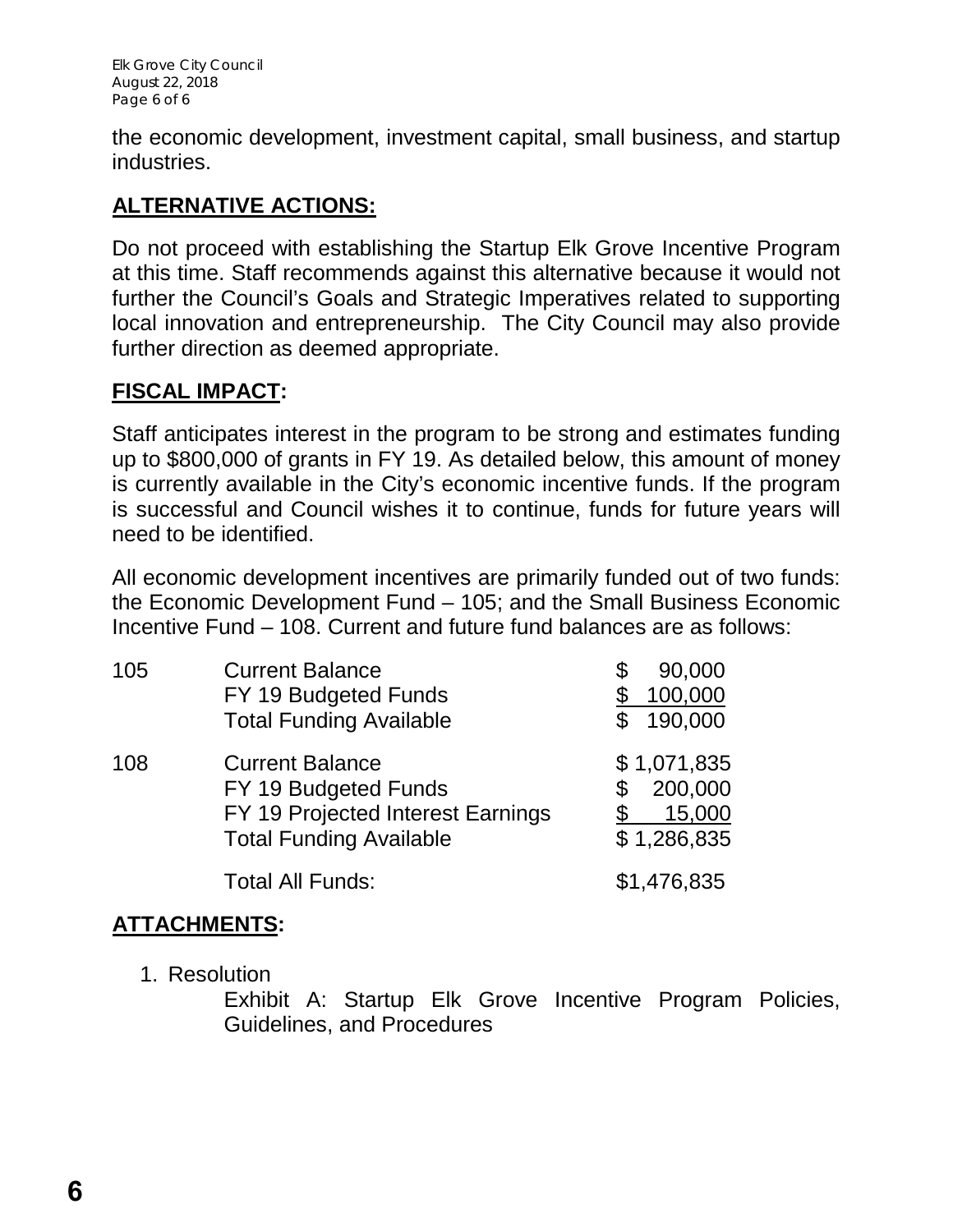the economic development, investment capital, small business, and startup industries.

## ALTERNATIVE ACTIONS:

Do not proceed with establishing the Startup Elk Grove Incentive Program at this time. Staff recommends against this alternative because it would not further the Council's Goals and Strategic Imperatives related to supporting local innovation and entrepreneurship. The City Council may also provide further direction as deemed appropriate.

## FISCAL IMPACT:

Staff anticipates interest in the program to be strong and estimates funding up to $800,000 of grants in FY 19. As detailed below, this amount of money is currently available in the City's economic incentive funds. If the program is successful and Council wishes it to continue, funds for future years will need to be identified.

All economic development incentives are primarily funded out of two funds: the Economic Development Fund – 105; and the Small Business Economic Incentive Fund – 108. Current and future fund balances are as follows:

| Fund | Item | Amount |
|---|---|---|
| 105 | Current Balance | $ 90,000 |
| | FY 19 Budgeted Funds | $ 100,000 |
| | Total Funding Available | $ 190,000 |
| 108 | Current Balance | $ 1,071,835 |
| | FY 19 Budgeted Funds | $ 200,000 |
| | FY 19 Projected Interest Earnings | $ 15,000 |
| | Total Funding Available | $ 1,286,835 |
| | Total All Funds: | $1,476,835 |

## ATTACHMENTS:

1. Resolution
   Exhibit A: Startup Elk Grove Incentive Program Policies, Guidelines, and Procedures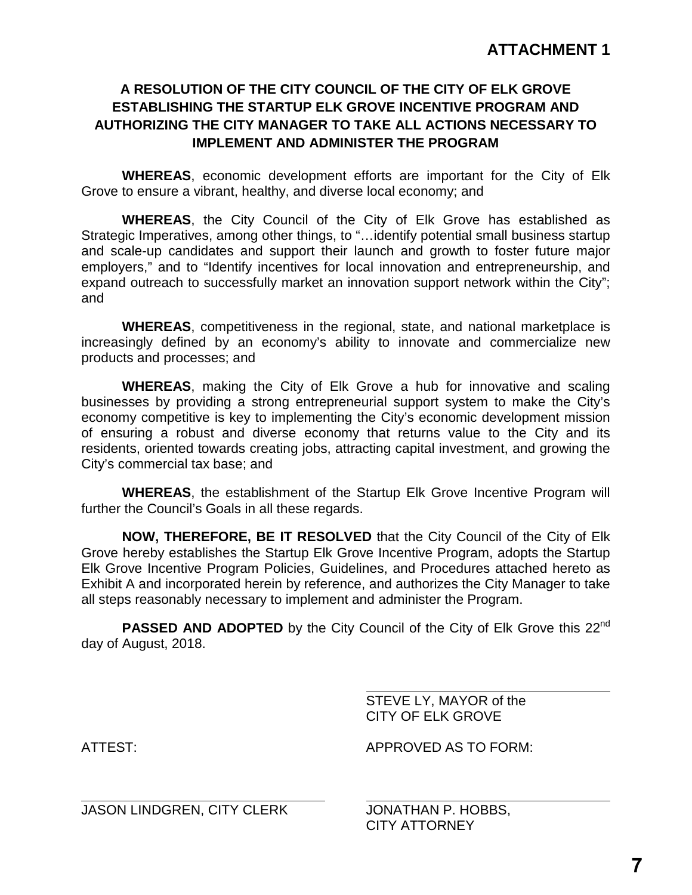**ATTACHMENT 1**

**A RESOLUTION OF THE CITY COUNCIL OF THE CITY OF ELK GROVE ESTABLISHING THE STARTUP ELK GROVE INCENTIVE PROGRAM AND AUTHORIZING THE CITY MANAGER TO TAKE ALL ACTIONS NECESSARY TO IMPLEMENT AND ADMINISTER THE PROGRAM**

**WHEREAS**, economic development efforts are important for the City of Elk Grove to ensure a vibrant, healthy, and diverse local economy; and

**WHEREAS**, the City Council of the City of Elk Grove has established as Strategic Imperatives, among other things, to "…identify potential small business startup and scale-up candidates and support their launch and growth to foster future major employers," and to "Identify incentives for local innovation and entrepreneurship, and expand outreach to successfully market an innovation support network within the City"; and

**WHEREAS**, competitiveness in the regional, state, and national marketplace is increasingly defined by an economy's ability to innovate and commercialize new products and processes; and

**WHEREAS**, making the City of Elk Grove a hub for innovative and scaling businesses by providing a strong entrepreneurial support system to make the City's economy competitive is key to implementing the City's economic development mission of ensuring a robust and diverse economy that returns value to the City and its residents, oriented towards creating jobs, attracting capital investment, and growing the City's commercial tax base; and

**WHEREAS**, the establishment of the Startup Elk Grove Incentive Program will further the Council's Goals in all these regards.

**NOW, THEREFORE, BE IT RESOLVED** that the City Council of the City of Elk Grove hereby establishes the Startup Elk Grove Incentive Program, adopts the Startup Elk Grove Incentive Program Policies, Guidelines, and Procedures attached hereto as Exhibit A and incorporated herein by reference, and authorizes the City Manager to take all steps reasonably necessary to implement and administer the Program.

**PASSED AND ADOPTED** by the City Council of the City of Elk Grove this 22nd day of August, 2018.

STEVE LY, MAYOR of the
CITY OF ELK GROVE

ATTEST:

JASON LINDGREN, CITY CLERK

APPROVED AS TO FORM:

JONATHAN P. HOBBS,
CITY ATTORNEY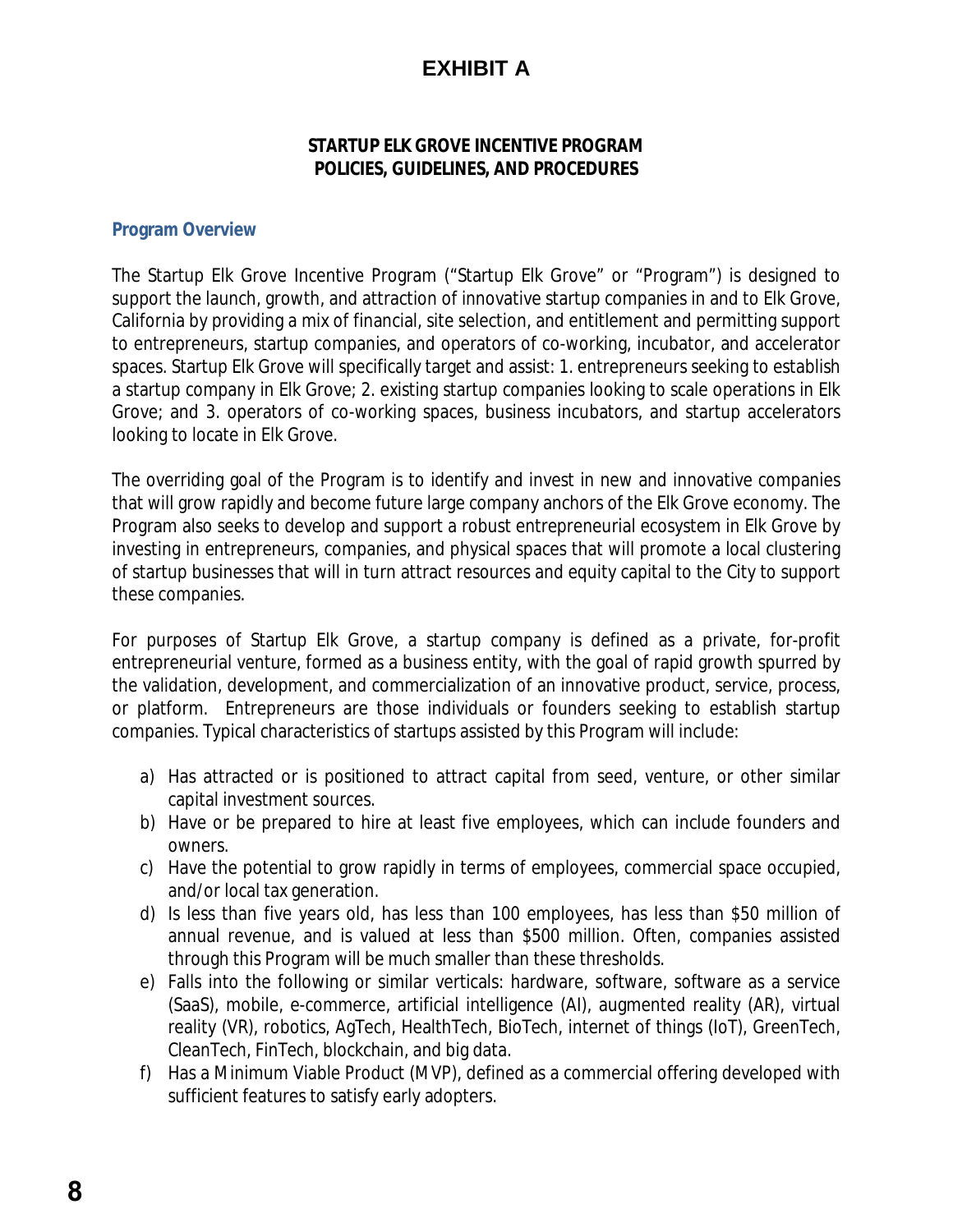# EXHIBIT A

**STARTUP ELK GROVE INCENTIVE PROGRAM**
**POLICIES, GUIDELINES, AND PROCEDURES**

## Program Overview

The Startup Elk Grove Incentive Program ("Startup Elk Grove" or "Program") is designed to support the launch, growth, and attraction of innovative startup companies in and to Elk Grove, California by providing a mix of financial, site selection, and entitlement and permitting support to entrepreneurs, startup companies, and operators of co-working, incubator, and accelerator spaces. Startup Elk Grove will specifically target and assist: 1. entrepreneurs seeking to establish a startup company in Elk Grove; 2. existing startup companies looking to scale operations in Elk Grove; and 3. operators of co-working spaces, business incubators, and startup accelerators looking to locate in Elk Grove.

The overriding goal of the Program is to identify and invest in new and innovative companies that will grow rapidly and become future large company anchors of the Elk Grove economy. The Program also seeks to develop and support a robust entrepreneurial ecosystem in Elk Grove by investing in entrepreneurs, companies, and physical spaces that will promote a local clustering of startup businesses that will in turn attract resources and equity capital to the City to support these companies.

For purposes of Startup Elk Grove, a startup company is defined as a private, for-profit entrepreneurial venture, formed as a business entity, with the goal of rapid growth spurred by the validation, development, and commercialization of an innovative product, service, process, or platform. Entrepreneurs are those individuals or founders seeking to establish startup companies. Typical characteristics of startups assisted by this Program will include:

a) Has attracted or is positioned to attract capital from seed, venture, or other similar capital investment sources.
b) Have or be prepared to hire at least five employees, which can include founders and owners.
c) Have the potential to grow rapidly in terms of employees, commercial space occupied, and/or local tax generation.
d) Is less than five years old, has less than 100 employees, has less than $50 million of annual revenue, and is valued at less than $500 million. Often, companies assisted through this Program will be much smaller than these thresholds.
e) Falls into the following or similar verticals: hardware, software, software as a service (SaaS), mobile, e-commerce, artificial intelligence (AI), augmented reality (AR), virtual reality (VR), robotics, AgTech, HealthTech, BioTech, internet of things (IoT), GreenTech, CleanTech, FinTech, blockchain, and big data.
f) Has a Minimum Viable Product (MVP), defined as a commercial offering developed with sufficient features to satisfy early adopters.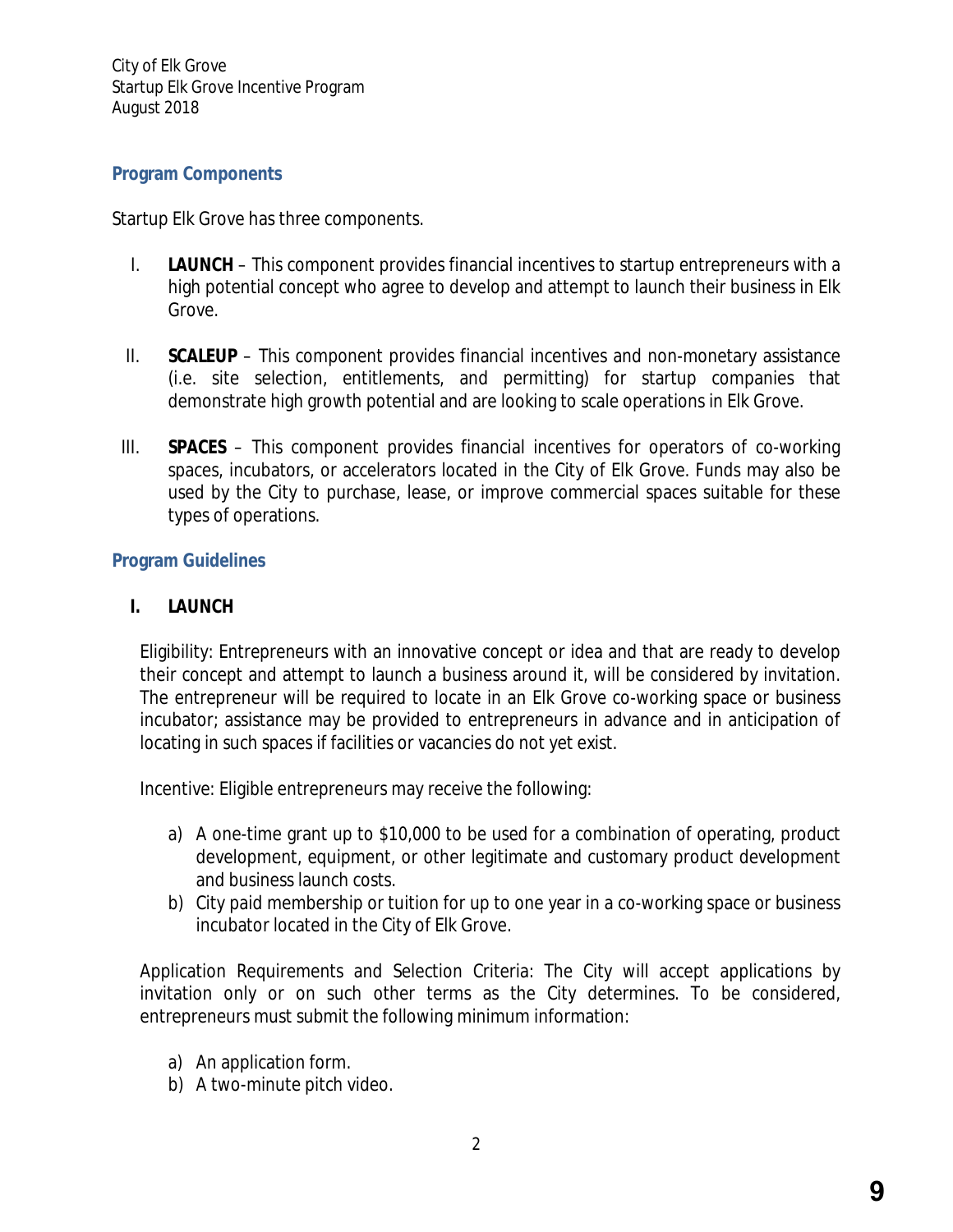## Program Components

Startup Elk Grove has three components.

I. **LAUNCH** – This component provides financial incentives to startup entrepreneurs with a high potential concept who agree to develop and attempt to launch their business in Elk Grove.

II. **SCALEUP** – This component provides financial incentives and non-monetary assistance (i.e. site selection, entitlements, and permitting) for startup companies that demonstrate high growth potential and are looking to scale operations in Elk Grove.

III. **SPACES** – This component provides financial incentives for operators of co-working spaces, incubators, or accelerators located in the City of Elk Grove. Funds may also be used by the City to purchase, lease, or improve commercial spaces suitable for these types of operations.

## Program Guidelines

### I. LAUNCH

Eligibility: Entrepreneurs with an innovative concept or idea and that are ready to develop their concept and attempt to launch a business around it, will be considered by invitation. The entrepreneur will be required to locate in an Elk Grove co-working space or business incubator; assistance may be provided to entrepreneurs in advance and in anticipation of locating in such spaces if facilities or vacancies do not yet exist.

Incentive: Eligible entrepreneurs may receive the following:

a) A one-time grant up to $10,000 to be used for a combination of operating, product development, equipment, or other legitimate and customary product development and business launch costs.
b) City paid membership or tuition for up to one year in a co-working space or business incubator located in the City of Elk Grove.

Application Requirements and Selection Criteria: The City will accept applications by invitation only or on such other terms as the City determines. To be considered, entrepreneurs must submit the following minimum information:

a) An application form.
b) A two-minute pitch video.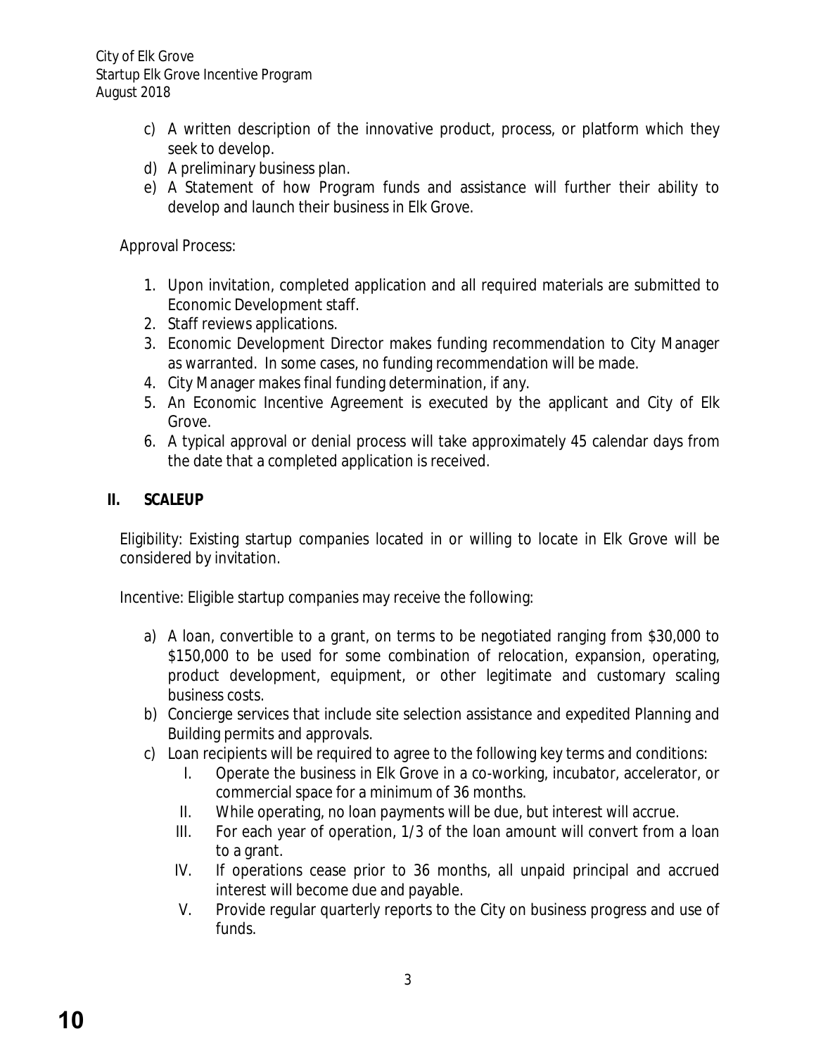c) A written description of the innovative product, process, or platform which they seek to develop.
d) A preliminary business plan.
e) A Statement of how Program funds and assistance will further their ability to develop and launch their business in Elk Grove.

Approval Process:

1. Upon invitation, completed application and all required materials are submitted to Economic Development staff.
2. Staff reviews applications.
3. Economic Development Director makes funding recommendation to City Manager as warranted. In some cases, no funding recommendation will be made.
4. City Manager makes final funding determination, if any.
5. An Economic Incentive Agreement is executed by the applicant and City of Elk Grove.
6. A typical approval or denial process will take approximately 45 calendar days from the date that a completed application is received.

## II. SCALEUP

Eligibility: Existing startup companies located in or willing to locate in Elk Grove will be considered by invitation.

Incentive: Eligible startup companies may receive the following:

a) A loan, convertible to a grant, on terms to be negotiated ranging from $30,000 to $150,000 to be used for some combination of relocation, expansion, operating, product development, equipment, or other legitimate and customary scaling business costs.
b) Concierge services that include site selection assistance and expedited Planning and Building permits and approvals.
c) Loan recipients will be required to agree to the following key terms and conditions:
   I. Operate the business in Elk Grove in a co-working, incubator, accelerator, or commercial space for a minimum of 36 months.
   II. While operating, no loan payments will be due, but interest will accrue.
   III. For each year of operation, 1/3 of the loan amount will convert from a loan to a grant.
   IV. If operations cease prior to 36 months, all unpaid principal and accrued interest will become due and payable.
   V. Provide regular quarterly reports to the City on business progress and use of funds.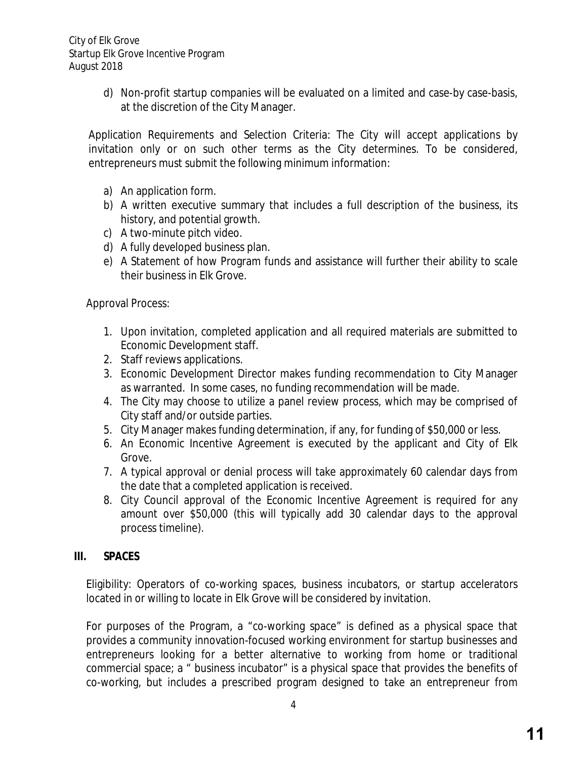d) Non-profit startup companies will be evaluated on a limited and case-by case-basis, at the discretion of the City Manager.

Application Requirements and Selection Criteria: The City will accept applications by invitation only or on such other terms as the City determines. To be considered, entrepreneurs must submit the following minimum information:

a) An application form.
b) A written executive summary that includes a full description of the business, its history, and potential growth.
c) A two-minute pitch video.
d) A fully developed business plan.
e) A Statement of how Program funds and assistance will further their ability to scale their business in Elk Grove.

Approval Process:

1. Upon invitation, completed application and all required materials are submitted to Economic Development staff.
2. Staff reviews applications.
3. Economic Development Director makes funding recommendation to City Manager as warranted. In some cases, no funding recommendation will be made.
4. The City may choose to utilize a panel review process, which may be comprised of City staff and/or outside parties.
5. City Manager makes funding determination, if any, for funding of $50,000 or less.
6. An Economic Incentive Agreement is executed by the applicant and City of Elk Grove.
7. A typical approval or denial process will take approximately 60 calendar days from the date that a completed application is received.
8. City Council approval of the Economic Incentive Agreement is required for any amount over $50,000 (this will typically add 30 calendar days to the approval process timeline).

## III. SPACES

Eligibility: Operators of co-working spaces, business incubators, or startup accelerators located in or willing to locate in Elk Grove will be considered by invitation.

For purposes of the Program, a "co-working space" is defined as a physical space that provides a community innovation-focused working environment for startup businesses and entrepreneurs looking for a better alternative to working from home or traditional commercial space; a " business incubator" is a physical space that provides the benefits of co-working, but includes a prescribed program designed to take an entrepreneur from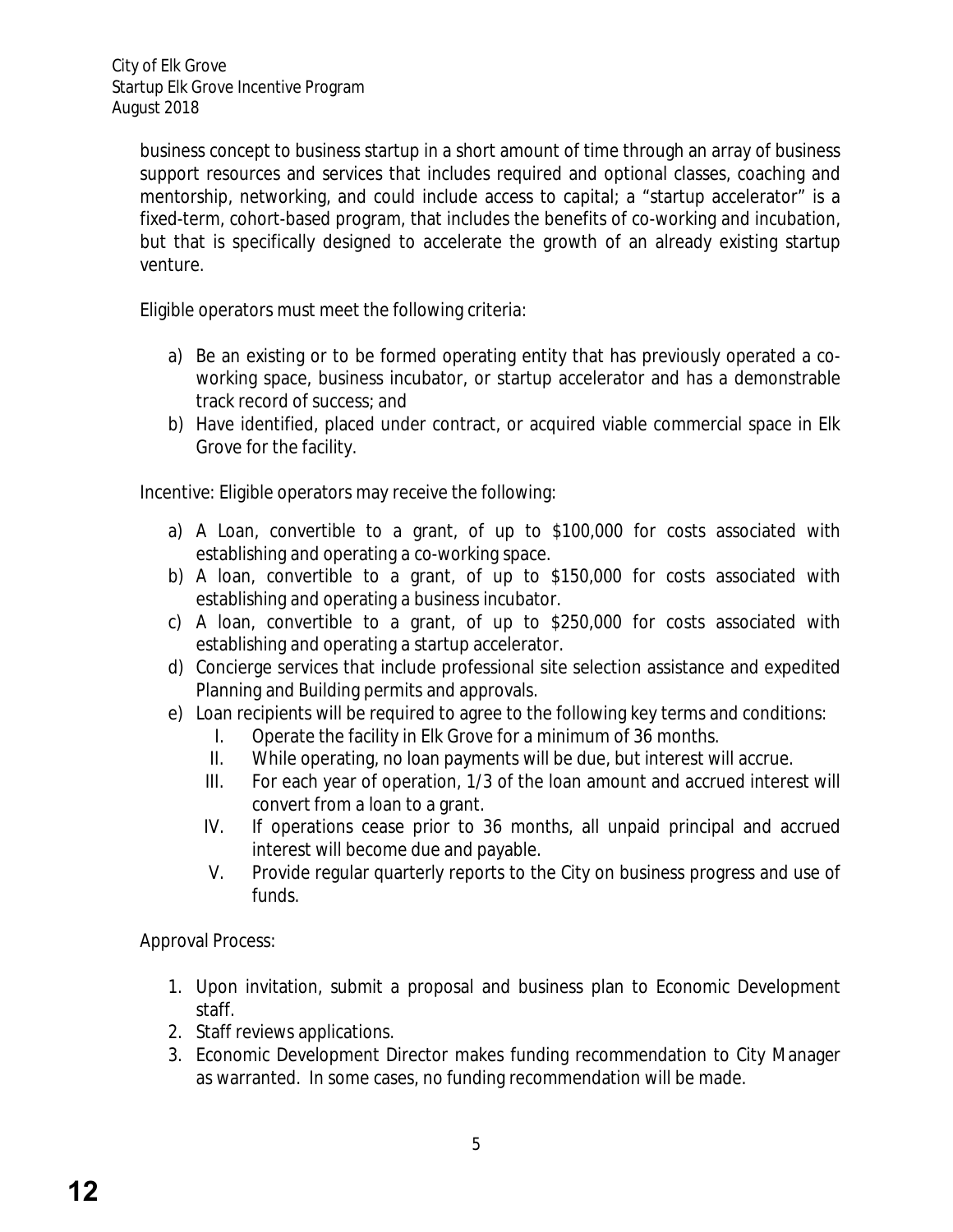business concept to business startup in a short amount of time through an array of business support resources and services that includes required and optional classes, coaching and mentorship, networking, and could include access to capital; a "startup accelerator" is a fixed-term, cohort-based program, that includes the benefits of co-working and incubation, but that is specifically designed to accelerate the growth of an already existing startup venture.

Eligible operators must meet the following criteria:

a) Be an existing or to be formed operating entity that has previously operated a co-working space, business incubator, or startup accelerator and has a demonstrable track record of success; and
b) Have identified, placed under contract, or acquired viable commercial space in Elk Grove for the facility.

Incentive: Eligible operators may receive the following:

a) A Loan, convertible to a grant, of up to $100,000 for costs associated with establishing and operating a co-working space.
b) A loan, convertible to a grant, of up to $150,000 for costs associated with establishing and operating a business incubator.
c) A loan, convertible to a grant, of up to $250,000 for costs associated with establishing and operating a startup accelerator.
d) Concierge services that include professional site selection assistance and expedited Planning and Building permits and approvals.
e) Loan recipients will be required to agree to the following key terms and conditions:
   I. Operate the facility in Elk Grove for a minimum of 36 months.
   II. While operating, no loan payments will be due, but interest will accrue.
   III. For each year of operation, 1/3 of the loan amount and accrued interest will convert from a loan to a grant.
   IV. If operations cease prior to 36 months, all unpaid principal and accrued interest will become due and payable.
   V. Provide regular quarterly reports to the City on business progress and use of funds.

Approval Process:

1. Upon invitation, submit a proposal and business plan to Economic Development staff.
2. Staff reviews applications.
3. Economic Development Director makes funding recommendation to City Manager as warranted. In some cases, no funding recommendation will be made.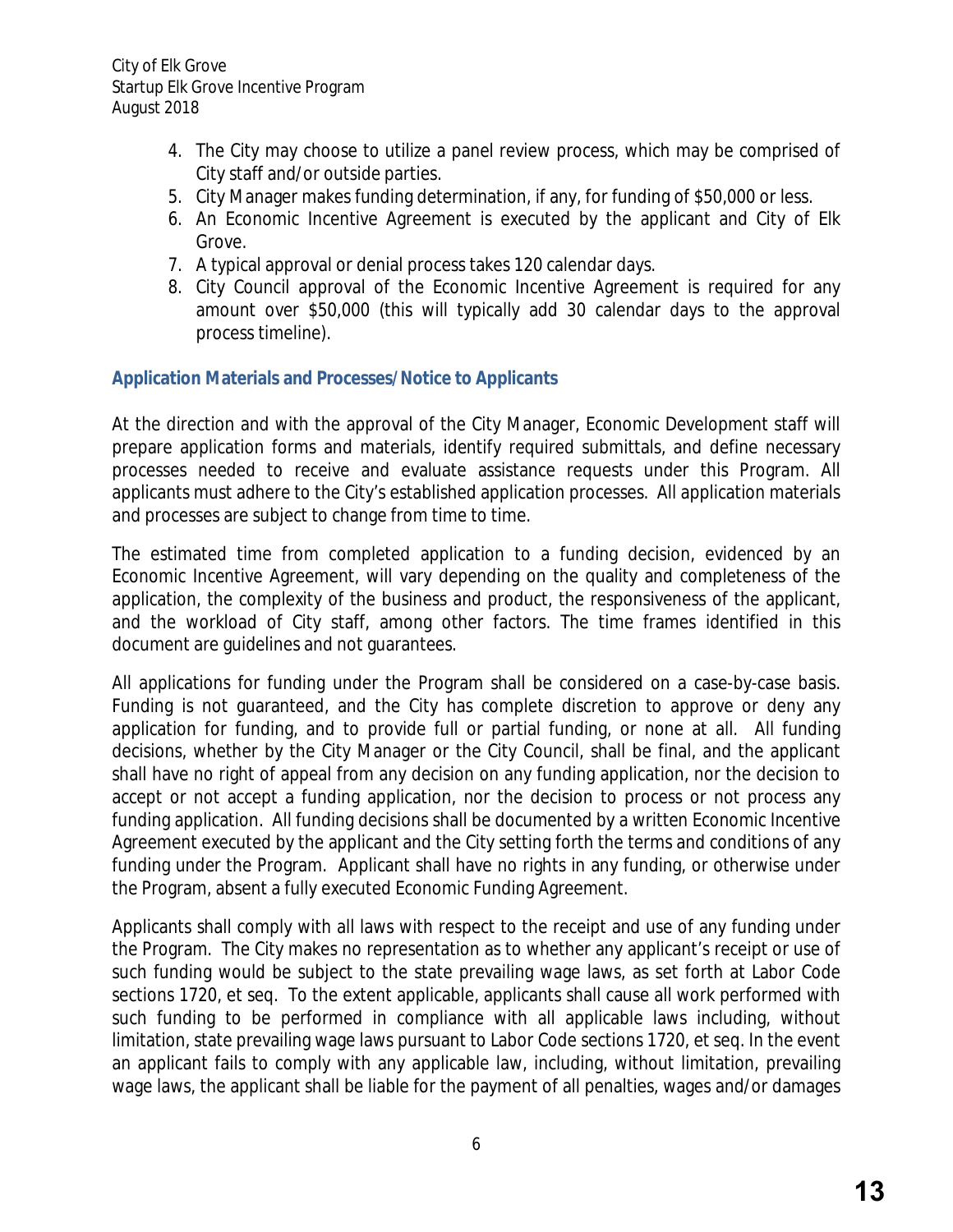4. The City may choose to utilize a panel review process, which may be comprised of City staff and/or outside parties.
5. City Manager makes funding determination, if any, for funding of $50,000 or less.
6. An Economic Incentive Agreement is executed by the applicant and City of Elk Grove.
7. A typical approval or denial process takes 120 calendar days.
8. City Council approval of the Economic Incentive Agreement is required for any amount over $50,000 (this will typically add 30 calendar days to the approval process timeline).

### Application Materials and Processes/Notice to Applicants

At the direction and with the approval of the City Manager, Economic Development staff will prepare application forms and materials, identify required submittals, and define necessary processes needed to receive and evaluate assistance requests under this Program. All applicants must adhere to the City's established application processes. All application materials and processes are subject to change from time to time.

The estimated time from completed application to a funding decision, evidenced by an Economic Incentive Agreement, will vary depending on the quality and completeness of the application, the complexity of the business and product, the responsiveness of the applicant, and the workload of City staff, among other factors. The time frames identified in this document are guidelines and not guarantees.

All applications for funding under the Program shall be considered on a case-by-case basis. Funding is not guaranteed, and the City has complete discretion to approve or deny any application for funding, and to provide full or partial funding, or none at all. All funding decisions, whether by the City Manager or the City Council, shall be final, and the applicant shall have no right of appeal from any decision on any funding application, nor the decision to accept or not accept a funding application, nor the decision to process or not process any funding application. All funding decisions shall be documented by a written Economic Incentive Agreement executed by the applicant and the City setting forth the terms and conditions of any funding under the Program. Applicant shall have no rights in any funding, or otherwise under the Program, absent a fully executed Economic Funding Agreement.

Applicants shall comply with all laws with respect to the receipt and use of any funding under the Program. The City makes no representation as to whether any applicant's receipt or use of such funding would be subject to the state prevailing wage laws, as set forth at Labor Code sections 1720, et seq. To the extent applicable, applicants shall cause all work performed with such funding to be performed in compliance with all applicable laws including, without limitation, state prevailing wage laws pursuant to Labor Code sections 1720, et seq. In the event an applicant fails to comply with any applicable law, including, without limitation, prevailing wage laws, the applicant shall be liable for the payment of all penalties, wages and/or damages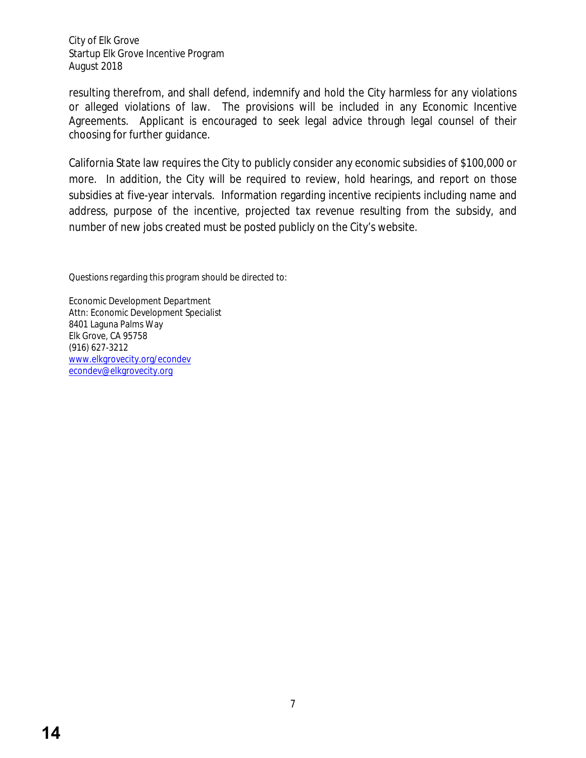resulting therefrom, and shall defend, indemnify and hold the City harmless for any violations or alleged violations of law. The provisions will be included in any Economic Incentive Agreements. Applicant is encouraged to seek legal advice through legal counsel of their choosing for further guidance.

California State law requires the City to publicly consider any economic subsidies of $100,000 or more. In addition, the City will be required to review, hold hearings, and report on those subsidies at five-year intervals. Information regarding incentive recipients including name and address, purpose of the incentive, projected tax revenue resulting from the subsidy, and number of new jobs created must be posted publicly on the City's website.

Questions regarding this program should be directed to:

Economic Development Department
Attn: Economic Development Specialist
8401 Laguna Palms Way
Elk Grove, CA 95758
(916) 627-3212
[www.elkgrovecity.org/econdev](http://www.elkgrovecity.org/econdev)
[econdev@elkgrovecity.org](mailto:econdev@elkgrovecity.org)